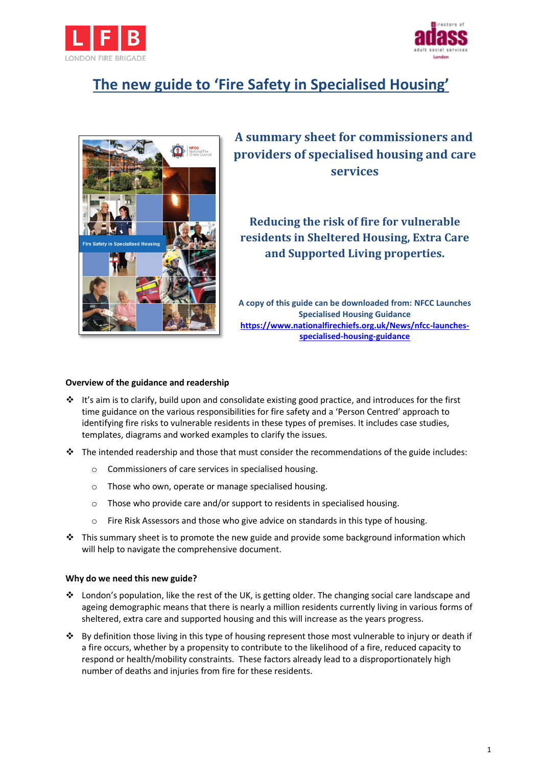# The new guide to 'Fire Safety in Specialised Housing'

## A summary sheet for commissioners and providers of specialised housing and care services

## Reducing the risk of fire for vulnerable residents in Sheltered Housing, Extra Care and Supported Living properties.

**A copy of this guide can be downloaded from: NFCC Launches Specialised Housing Guidance [https://www.nationalfirechiefs.org.uk/News/nfcc-launches-specialised-housing-guidance](https://www.nationalfirechiefs.org.uk/News/nfcc-launches-specialised-housing-guidance)**

### Overview of the guidance and readership

- It's aim is to clarify, build upon and consolidate existing good practice, and introduces for the first time guidance on the various responsibilities for fire safety and a 'Person Centred' approach to identifying fire risks to vulnerable residents in these types of premises. It includes case studies, templates, diagrams and worked examples to clarify the issues.
- The intended readership and those that must consider the recommendations of the guide includes:
  - Commissioners of care services in specialised housing.
  - Those who own, operate or manage specialised housing.
  - Those who provide care and/or support to residents in specialised housing.
  - Fire Risk Assessors and those who give advice on standards in this type of housing.
- This summary sheet is to promote the new guide and provide some background information which will help to navigate the comprehensive document.

### Why do we need this new guide?

- London's population, like the rest of the UK, is getting older. The changing social care landscape and ageing demographic means that there is nearly a million residents currently living in various forms of sheltered, extra care and supported housing and this will increase as the years progress.
- By definition those living in this type of housing represent those most vulnerable to injury or death if a fire occurs, whether by a propensity to contribute to the likelihood of a fire, reduced capacity to respond or health/mobility constraints. These factors already lead to a disproportionately high number of deaths and injuries from fire for these residents.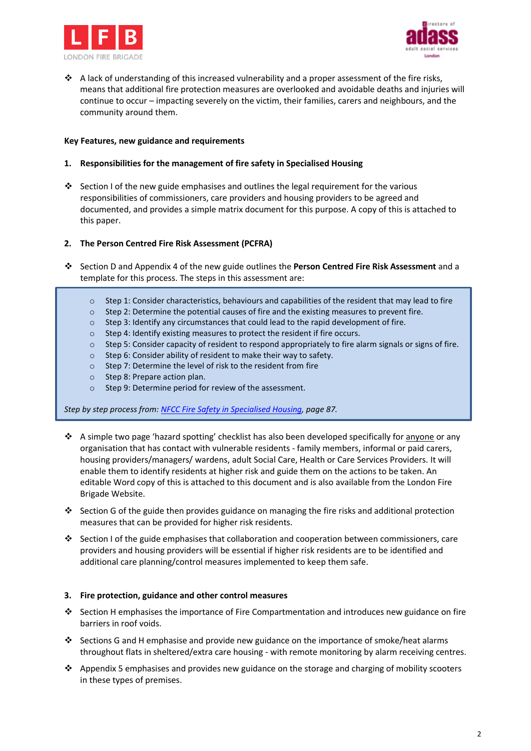- A lack of understanding of this increased vulnerability and a proper assessment of the fire risks, means that additional fire protection measures are overlooked and avoidable deaths and injuries will continue to occur – impacting severely on the victim, their families, carers and neighbours, and the community around them.

**Key Features, new guidance and requirements**

**1. Responsibilities for the management of fire safety in Specialised Housing**

- Section I of the new guide emphasises and outlines the legal requirement for the various responsibilities of commissioners, care providers and housing providers to be agreed and documented, and provides a simple matrix document for this purpose. A copy of this is attached to this paper.

**2. The Person Centred Fire Risk Assessment (PCFRA)**

- Section D and Appendix 4 of the new guide outlines the **Person Centred Fire Risk Assessment** and a template for this process. The steps in this assessment are:

> - Step 1: Consider characteristics, behaviours and capabilities of the resident that may lead to fire
> - Step 2: Determine the potential causes of fire and the existing measures to prevent fire.
> - Step 3: Identify any circumstances that could lead to the rapid development of fire.
> - Step 4: Identify existing measures to protect the resident if fire occurs.
> - Step 5: Consider capacity of resident to respond appropriately to fire alarm signals or signs of fire.
> - Step 6: Consider ability of resident to make their way to safety.
> - Step 7: Determine the level of risk to the resident from fire
> - Step 8: Prepare action plan.
> - Step 9: Determine period for review of the assessment.
>
> *Step by step process from: NFCC Fire Safety in Specialised Housing, page 87.*

- A simple two page 'hazard spotting' checklist has also been developed specifically for anyone or any organisation that has contact with vulnerable residents - family members, informal or paid carers, housing providers/managers/ wardens, adult Social Care, Health or Care Services Providers. It will enable them to identify residents at higher risk and guide them on the actions to be taken. An editable Word copy of this is attached to this document and is also available from the London Fire Brigade Website.
- Section G of the guide then provides guidance on managing the fire risks and additional protection measures that can be provided for higher risk residents.
- Section I of the guide emphasises that collaboration and cooperation between commissioners, care providers and housing providers will be essential if higher risk residents are to be identified and additional care planning/control measures implemented to keep them safe.

**3. Fire protection, guidance and other control measures**

- Section H emphasises the importance of Fire Compartmentation and introduces new guidance on fire barriers in roof voids.
- Sections G and H emphasise and provide new guidance on the importance of smoke/heat alarms throughout flats in sheltered/extra care housing - with remote monitoring by alarm receiving centres.
- Appendix 5 emphasises and provides new guidance on the storage and charging of mobility scooters in these types of premises.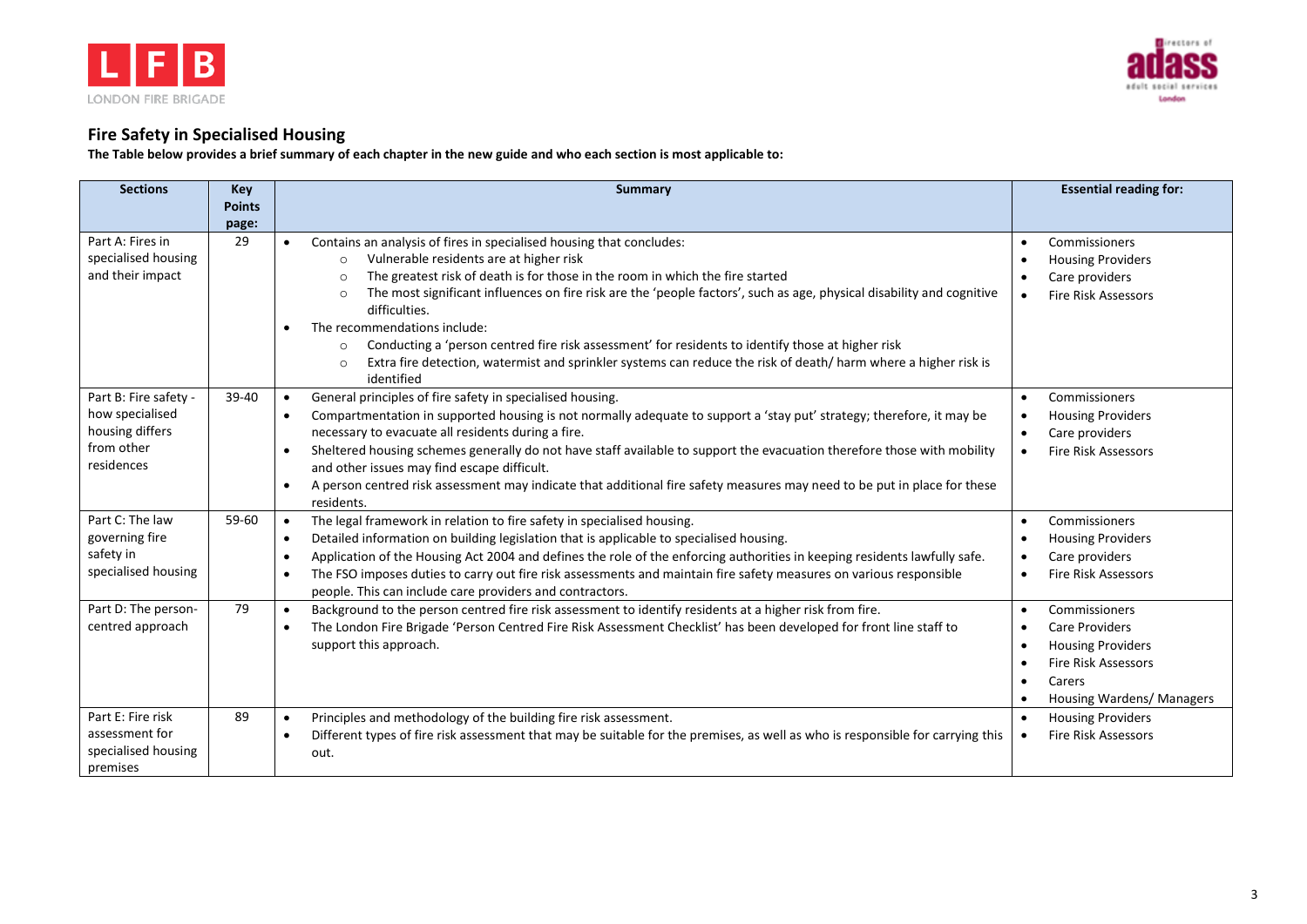## Fire Safety in Specialised Housing

**The Table below provides a brief summary of each chapter in the new guide and who each section is most applicable to:**

| Sections | Key Points page: | Summary | Essential reading for: |
|---|---|---|---|
| Part A: Fires in specialised housing and their impact | 29 | • Contains an analysis of fires in specialised housing that concludes:<br>  ○ Vulnerable residents are at higher risk<br>  ○ The greatest risk of death is for those in the room in which the fire started<br>  ○ The most significant influences on fire risk are the 'people factors', such as age, physical disability and cognitive difficulties.<br>• The recommendations include:<br>  ○ Conducting a 'person centred fire risk assessment' for residents to identify those at higher risk<br>  ○ Extra fire detection, watermist and sprinkler systems can reduce the risk of death/ harm where a higher risk is identified | • Commissioners<br>• Housing Providers<br>• Care providers<br>• Fire Risk Assessors |
| Part B: Fire safety - how specialised housing differs from other residences | 39-40 | • General principles of fire safety in specialised housing.<br>• Compartmentation in supported housing is not normally adequate to support a 'stay put' strategy; therefore, it may be necessary to evacuate all residents during a fire.<br>• Sheltered housing schemes generally do not have staff available to support the evacuation therefore those with mobility and other issues may find escape difficult.<br>• A person centred risk assessment may indicate that additional fire safety measures may need to be put in place for these residents. | • Commissioners<br>• Housing Providers<br>• Care providers<br>• Fire Risk Assessors |
| Part C: The law governing fire safety in specialised housing | 59-60 | • The legal framework in relation to fire safety in specialised housing.<br>• Detailed information on building legislation that is applicable to specialised housing.<br>• Application of the Housing Act 2004 and defines the role of the enforcing authorities in keeping residents lawfully safe.<br>• The FSO imposes duties to carry out fire risk assessments and maintain fire safety measures on various responsible people. This can include care providers and contractors. | • Commissioners<br>• Housing Providers<br>• Care providers<br>• Fire Risk Assessors |
| Part D: The person-centred approach | 79 | • Background to the person centred fire risk assessment to identify residents at a higher risk from fire.<br>• The London Fire Brigade 'Person Centred Fire Risk Assessment Checklist' has been developed for front line staff to support this approach. | • Commissioners<br>• Care Providers<br>• Housing Providers<br>• Fire Risk Assessors<br>• Carers<br>• Housing Wardens/ Managers |
| Part E: Fire risk assessment for specialised housing premises | 89 | • Principles and methodology of the building fire risk assessment.<br>• Different types of fire risk assessment that may be suitable for the premises, as well as who is responsible for carrying this out. | • Housing Providers<br>• Fire Risk Assessors |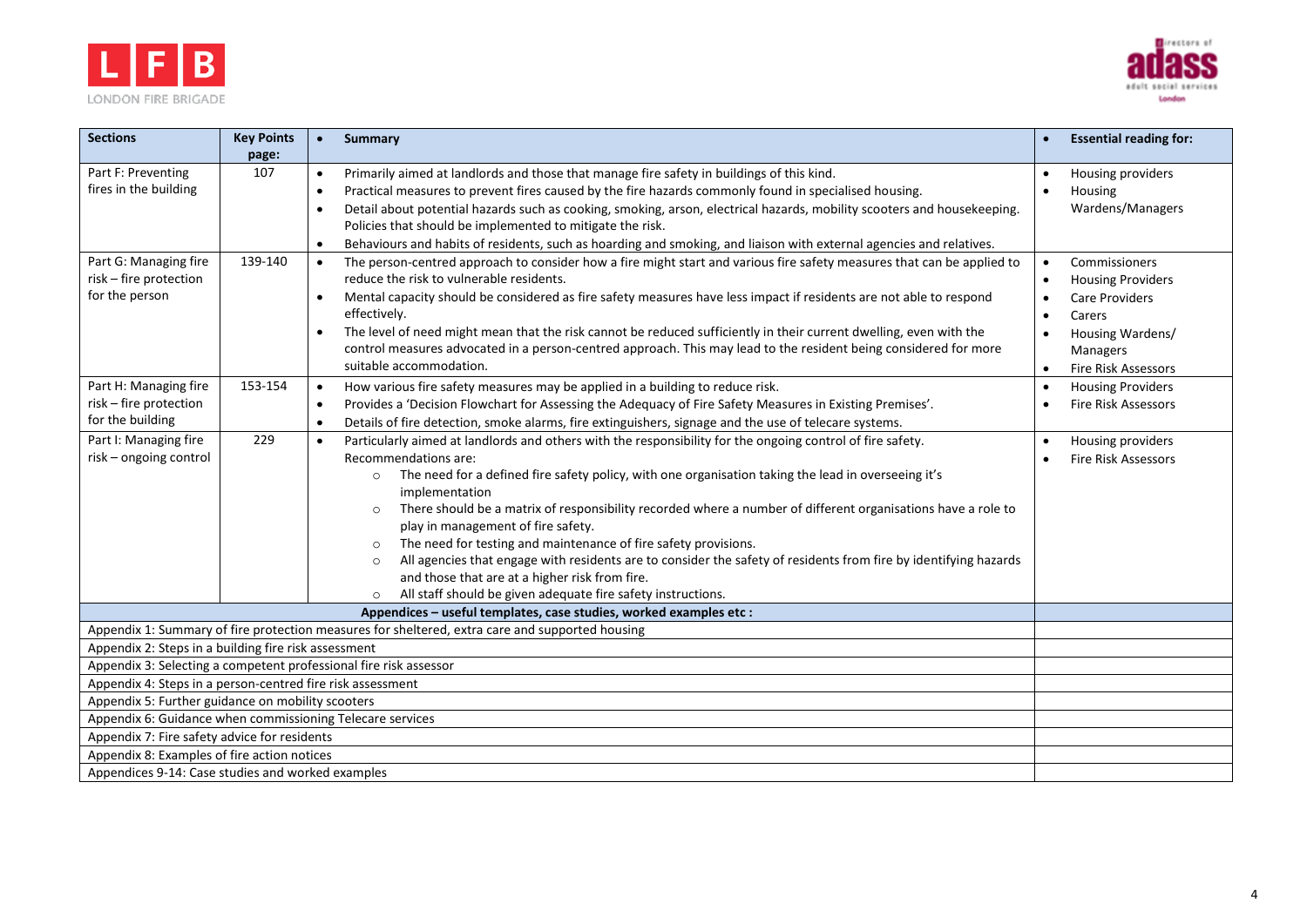| Sections | Key Points page: | Summary | Essential reading for: |
|---|---|---|---|
| Part F: Preventing fires in the building | 107 | • Primarily aimed at landlords and those that manage fire safety in buildings of this kind.<br>• Practical measures to prevent fires caused by the fire hazards commonly found in specialised housing.<br>• Detail about potential hazards such as cooking, smoking, arson, electrical hazards, mobility scooters and housekeeping. Policies that should be implemented to mitigate the risk.<br>• Behaviours and habits of residents, such as hoarding and smoking, and liaison with external agencies and relatives. | • Housing providers<br>• Housing Wardens/Managers |
| Part G: Managing fire risk – fire protection for the person | 139-140 | • The person-centred approach to consider how a fire might start and various fire safety measures that can be applied to reduce the risk to vulnerable residents.<br>• Mental capacity should be considered as fire safety measures have less impact if residents are not able to respond effectively.<br>• The level of need might mean that the risk cannot be reduced sufficiently in their current dwelling, even with the control measures advocated in a person-centred approach. This may lead to the resident being considered for more suitable accommodation. | • Commissioners<br>• Housing Providers<br>• Care Providers<br>• Carers<br>• Housing Wardens/ Managers<br>• Fire Risk Assessors |
| Part H: Managing fire risk – fire protection for the building | 153-154 | • How various fire safety measures may be applied in a building to reduce risk.<br>• Provides a 'Decision Flowchart for Assessing the Adequacy of Fire Safety Measures in Existing Premises'.<br>• Details of fire detection, smoke alarms, fire extinguishers, signage and the use of telecare systems. | • Housing Providers<br>• Fire Risk Assessors |
| Part I: Managing fire risk – ongoing control | 229 | • Particularly aimed at landlords and others with the responsibility for the ongoing control of fire safety. Recommendations are:<br>&nbsp;&nbsp;○ The need for a defined fire safety policy, with one organisation taking the lead in overseeing it's implementation<br>&nbsp;&nbsp;○ There should be a matrix of responsibility recorded where a number of different organisations have a role to play in management of fire safety.<br>&nbsp;&nbsp;○ The need for testing and maintenance of fire safety provisions.<br>&nbsp;&nbsp;○ All agencies that engage with residents are to consider the safety of residents from fire by identifying hazards and those that are at a higher risk from fire.<br>&nbsp;&nbsp;○ All staff should be given adequate fire safety instructions. | • Housing providers<br>• Fire Risk Assessors |
| **Appendices – useful templates, case studies, worked examples etc :** | | | |
| Appendix 1: Summary of fire protection measures for sheltered, extra care and supported housing | | | |
| Appendix 2: Steps in a building fire risk assessment | | | |
| Appendix 3: Selecting a competent professional fire risk assessor | | | |
| Appendix 4: Steps in a person-centred fire risk assessment | | | |
| Appendix 5: Further guidance on mobility scooters | | | |
| Appendix 6: Guidance when commissioning Telecare services | | | |
| Appendix 7: Fire safety advice for residents | | | |
| Appendix 8: Examples of fire action notices | | | |
| Appendices 9-14: Case studies and worked examples | | | |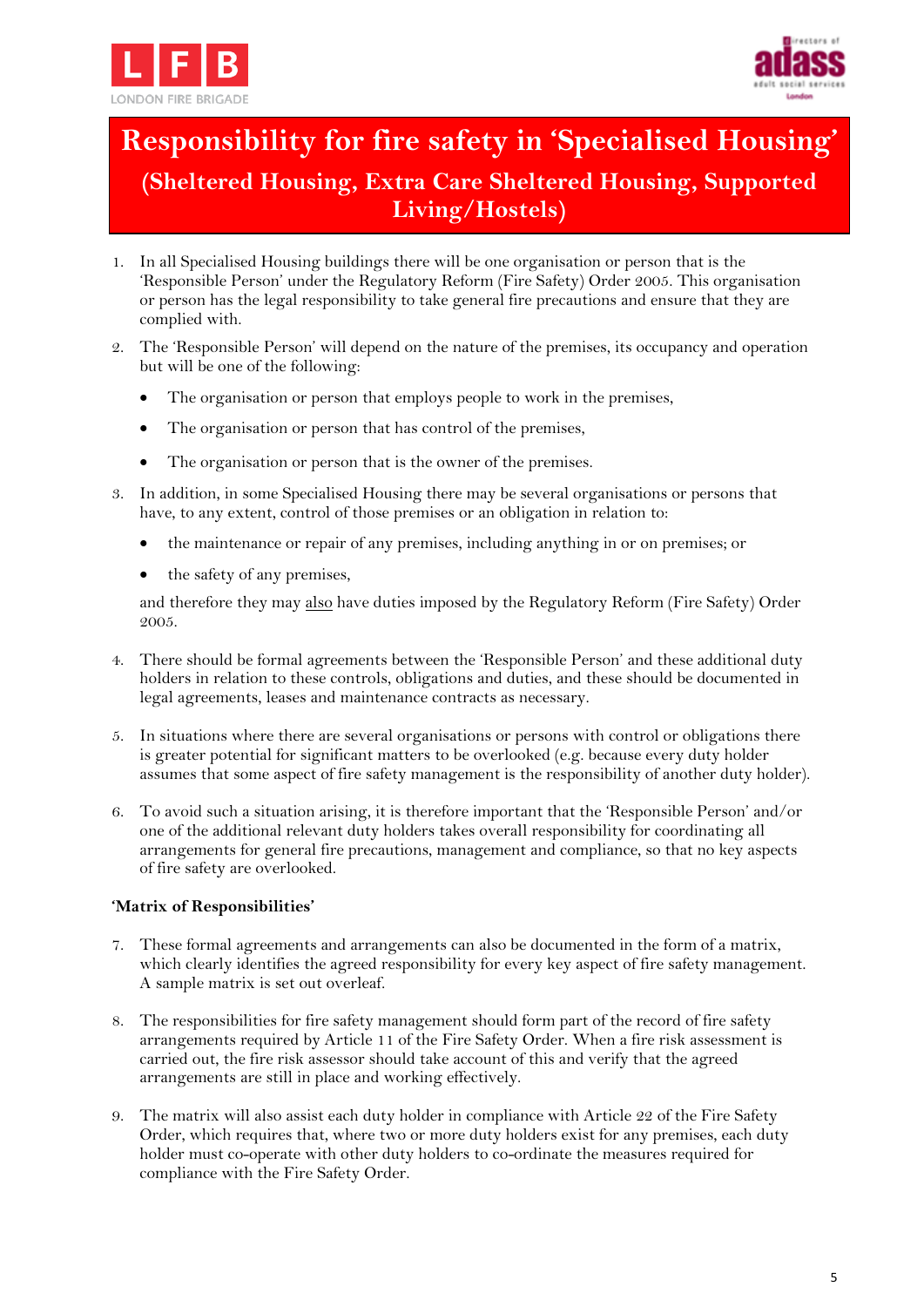# Responsibility for fire safety in 'Specialised Housing'

## (Sheltered Housing, Extra Care Sheltered Housing, Supported Living/Hostels)

1. In all Specialised Housing buildings there will be one organisation or person that is the 'Responsible Person' under the Regulatory Reform (Fire Safety) Order 2005. This organisation or person has the legal responsibility to take general fire precautions and ensure that they are complied with.

2. The 'Responsible Person' will depend on the nature of the premises, its occupancy and operation but will be one of the following:

   - The organisation or person that employs people to work in the premises,
   - The organisation or person that has control of the premises,
   - The organisation or person that is the owner of the premises.

3. In addition, in some Specialised Housing there may be several organisations or persons that have, to any extent, control of those premises or an obligation in relation to:

   - the maintenance or repair of any premises, including anything in or on premises; or
   - the safety of any premises,

   and therefore they may also have duties imposed by the Regulatory Reform (Fire Safety) Order 2005.

4. There should be formal agreements between the 'Responsible Person' and these additional duty holders in relation to these controls, obligations and duties, and these should be documented in legal agreements, leases and maintenance contracts as necessary.

5. In situations where there are several organisations or persons with control or obligations there is greater potential for significant matters to be overlooked (e.g. because every duty holder assumes that some aspect of fire safety management is the responsibility of another duty holder).

6. To avoid such a situation arising, it is therefore important that the 'Responsible Person' and/or one of the additional relevant duty holders takes overall responsibility for coordinating all arrangements for general fire precautions, management and compliance, so that no key aspects of fire safety are overlooked.

**'Matrix of Responsibilities'**

7. These formal agreements and arrangements can also be documented in the form of a matrix, which clearly identifies the agreed responsibility for every key aspect of fire safety management. A sample matrix is set out overleaf.

8. The responsibilities for fire safety management should form part of the record of fire safety arrangements required by Article 11 of the Fire Safety Order. When a fire risk assessment is carried out, the fire risk assessor should take account of this and verify that the agreed arrangements are still in place and working effectively.

9. The matrix will also assist each duty holder in compliance with Article 22 of the Fire Safety Order, which requires that, where two or more duty holders exist for any premises, each duty holder must co-operate with other duty holders to co-ordinate the measures required for compliance with the Fire Safety Order.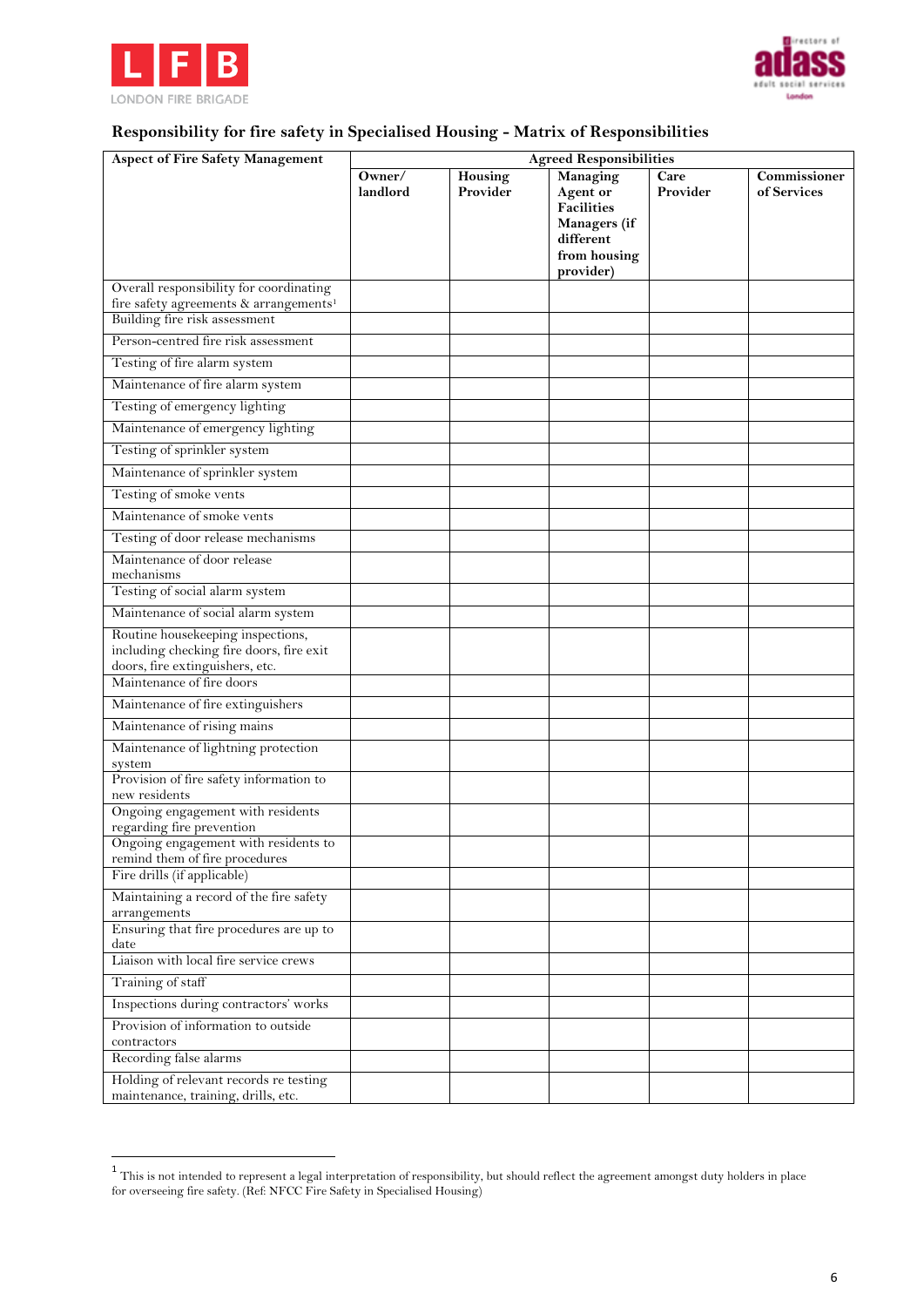## Responsibility for fire safety in Specialised Housing - Matrix of Responsibilities

| Aspect of Fire Safety Management | Agreed Responsibilities | | | | |
|---|---|---|---|---|---|
| | **Owner/ landlord** | **Housing Provider** | **Managing Agent or Facilities Managers (if different from housing provider)** | **Care Provider** | **Commissioner of Services** |
| Overall responsibility for coordinating fire safety agreements & arrangements[1] | | | | | |
| Building fire risk assessment | | | | | |
| Person-centred fire risk assessment | | | | | |
| Testing of fire alarm system | | | | | |
| Maintenance of fire alarm system | | | | | |
| Testing of emergency lighting | | | | | |
| Maintenance of emergency lighting | | | | | |
| Testing of sprinkler system | | | | | |
| Maintenance of sprinkler system | | | | | |
| Testing of smoke vents | | | | | |
| Maintenance of smoke vents | | | | | |
| Testing of door release mechanisms | | | | | |
| Maintenance of door release mechanisms | | | | | |
| Testing of social alarm system | | | | | |
| Maintenance of social alarm system | | | | | |
| Routine housekeeping inspections, including checking fire doors, fire exit doors, fire extinguishers, etc. | | | | | |
| Maintenance of fire doors | | | | | |
| Maintenance of fire extinguishers | | | | | |
| Maintenance of rising mains | | | | | |
| Maintenance of lightning protection system | | | | | |
| Provision of fire safety information to new residents | | | | | |
| Ongoing engagement with residents regarding fire prevention | | | | | |
| Ongoing engagement with residents to remind them of fire procedures | | | | | |
| Fire drills (if applicable) | | | | | |
| Maintaining a record of the fire safety arrangements | | | | | |
| Ensuring that fire procedures are up to date | | | | | |
| Liaison with local fire service crews | | | | | |
| Training of staff | | | | | |
| Inspections during contractors' works | | | | | |
| Provision of information to outside contractors | | | | | |
| Recording false alarms | | | | | |
| Holding of relevant records re testing maintenance, training, drills, etc. | | | | | |

[1] This is not intended to represent a legal interpretation of responsibility, but should reflect the agreement amongst duty holders in place for overseeing fire safety. (Ref: NFCC Fire Safety in Specialised Housing)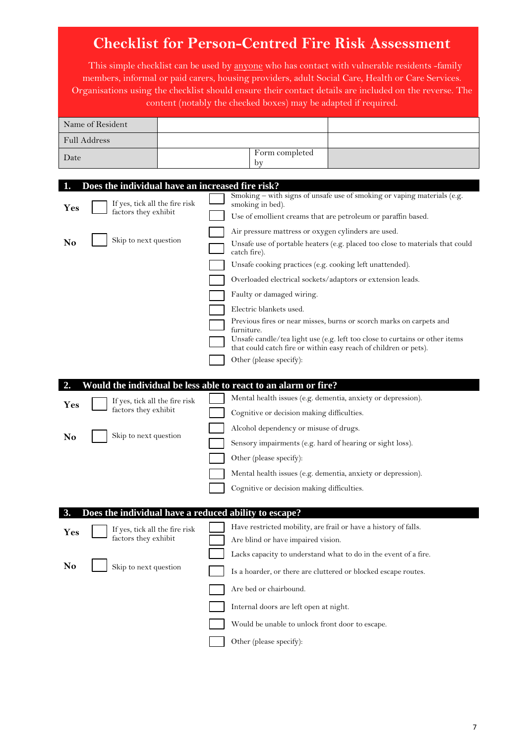# Checklist for Person-Centred Fire Risk Assessment

This simple checklist can be used by anyone who has contact with vulnerable residents -family members, informal or paid carers, housing providers, adult Social Care, Health or Care Services. Organisations using the checklist should ensure their contact details are included on the reverse. The content (notably the checked boxes) may be adapted if required.

| Name of Resident | | | |
|---|---|---|---|
| Full Address | | | |
| Date | | Form completed by | |

## 1. Does the individual have an increased fire risk?

**Yes** ☐ If yes, tick all the fire risk factors they exhibit

**No** ☐ Skip to next question

- ☐ Smoking – with signs of unsafe use of smoking or vaping materials (e.g. smoking in bed).
- ☐ Use of emollient creams that are petroleum or paraffin based.
- ☐ Air pressure mattress or oxygen cylinders are used.
- ☐ Unsafe use of portable heaters (e.g. placed too close to materials that could catch fire).
- ☐ Unsafe cooking practices (e.g. cooking left unattended).
- ☐ Overloaded electrical sockets/adaptors or extension leads.
- ☐ Faulty or damaged wiring.
- ☐ Electric blankets used.
- ☐ Previous fires or near misses, burns or scorch marks on carpets and furniture.
- ☐ Unsafe candle/tea light use (e.g. left too close to curtains or other items that could catch fire or within easy reach of children or pets).
- ☐ Other (please specify):

## 2. Would the individual be less able to react to an alarm or fire?

**Yes** ☐ If yes, tick all the fire risk factors they exhibit

**No** ☐ Skip to next question

- ☐ Mental health issues (e.g. dementia, anxiety or depression).
- ☐ Cognitive or decision making difficulties.
- ☐ Alcohol dependency or misuse of drugs.
- ☐ Sensory impairments (e.g. hard of hearing or sight loss).
- ☐ Other (please specify):
- ☐ Mental health issues (e.g. dementia, anxiety or depression).
- ☐ Cognitive or decision making difficulties.

## 3. Does the individual have a reduced ability to escape?

**Yes** ☐ If yes, tick all the fire risk factors they exhibit

**No** ☐ Skip to next question

- ☐ Have restricted mobility, are frail or have a history of falls.
- ☐ Are blind or have impaired vision.
- ☐ Lacks capacity to understand what to do in the event of a fire.
- ☐ Is a hoarder, or there are cluttered or blocked escape routes.
- ☐ Are bed or chairbound.
- ☐ Internal doors are left open at night.
- ☐ Would be unable to unlock front door to escape.
- ☐ Other (please specify):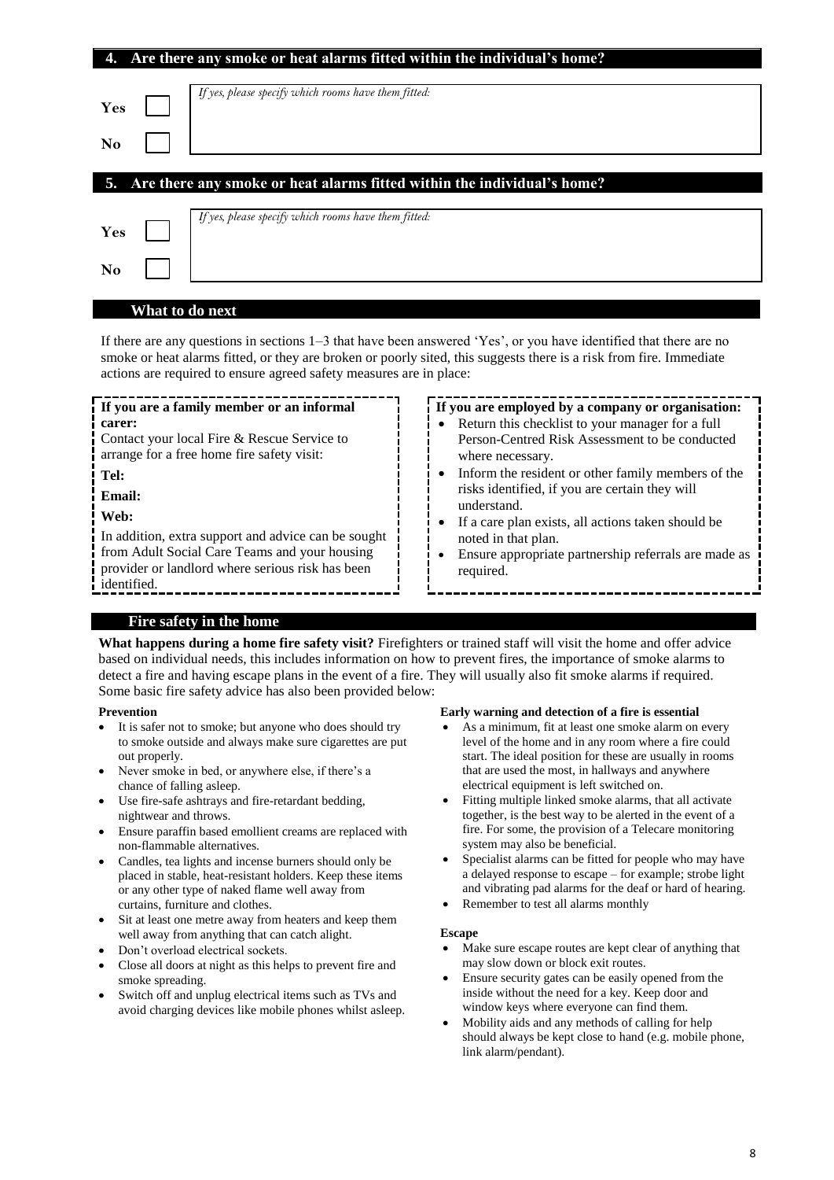## 4. Are there any smoke or heat alarms fitted within the individual's home?

Yes ☐

No ☐

*If yes, please specify which rooms have them fitted:*

## 5. Are there any smoke or heat alarms fitted within the individual's home?

Yes ☐

No ☐

*If yes, please specify which rooms have them fitted:*

## What to do next

If there are any questions in sections 1–3 that have been answered 'Yes', or you have identified that there are no smoke or heat alarms fitted, or they are broken or poorly sited, this suggests there is a risk from fire. Immediate actions are required to ensure agreed safety measures are in place:

**If you are a family member or an informal carer:**

Contact your local Fire & Rescue Service to arrange for a free home fire safety visit:

**Tel:**

**Email:**

**Web:**

In addition, extra support and advice can be sought from Adult Social Care Teams and your housing provider or landlord where serious risk has been identified.

**If you are employed by a company or organisation:**

- Return this checklist to your manager for a full Person-Centred Risk Assessment to be conducted where necessary.
- Inform the resident or other family members of the risks identified, if you are certain they will understand.
- If a care plan exists, all actions taken should be noted in that plan.
- Ensure appropriate partnership referrals are made as required.

## Fire safety in the home

**What happens during a home fire safety visit?** Firefighters or trained staff will visit the home and offer advice based on individual needs, this includes information on how to prevent fires, the importance of smoke alarms to detect a fire and having escape plans in the event of a fire. They will usually also fit smoke alarms if required. Some basic fire safety advice has also been provided below:

**Prevention**

- It is safer not to smoke; but anyone who does should try to smoke outside and always make sure cigarettes are put out properly.
- Never smoke in bed, or anywhere else, if there's a chance of falling asleep.
- Use fire-safe ashtrays and fire-retardant bedding, nightwear and throws.
- Ensure paraffin based emollient creams are replaced with non-flammable alternatives.
- Candles, tea lights and incense burners should only be placed in stable, heat-resistant holders. Keep these items or any other type of naked flame well away from curtains, furniture and clothes.
- Sit at least one metre away from heaters and keep them well away from anything that can catch alight.
- Don't overload electrical sockets.
- Close all doors at night as this helps to prevent fire and smoke spreading.
- Switch off and unplug electrical items such as TVs and avoid charging devices like mobile phones whilst asleep.

**Early warning and detection of a fire is essential**

- As a minimum, fit at least one smoke alarm on every level of the home and in any room where a fire could start. The ideal position for these are usually in rooms that are used the most, in hallways and anywhere electrical equipment is left switched on.
- Fitting multiple linked smoke alarms, that all activate together, is the best way to be alerted in the event of a fire. For some, the provision of a Telecare monitoring system may also be beneficial.
- Specialist alarms can be fitted for people who may have a delayed response to escape – for example; strobe light and vibrating pad alarms for the deaf or hard of hearing.
- Remember to test all alarms monthly

**Escape**

- Make sure escape routes are kept clear of anything that may slow down or block exit routes.
- Ensure security gates can be easily opened from the inside without the need for a key. Keep door and window keys where everyone can find them.
- Mobility aids and any methods of calling for help should always be kept close to hand (e.g. mobile phone, link alarm/pendant).